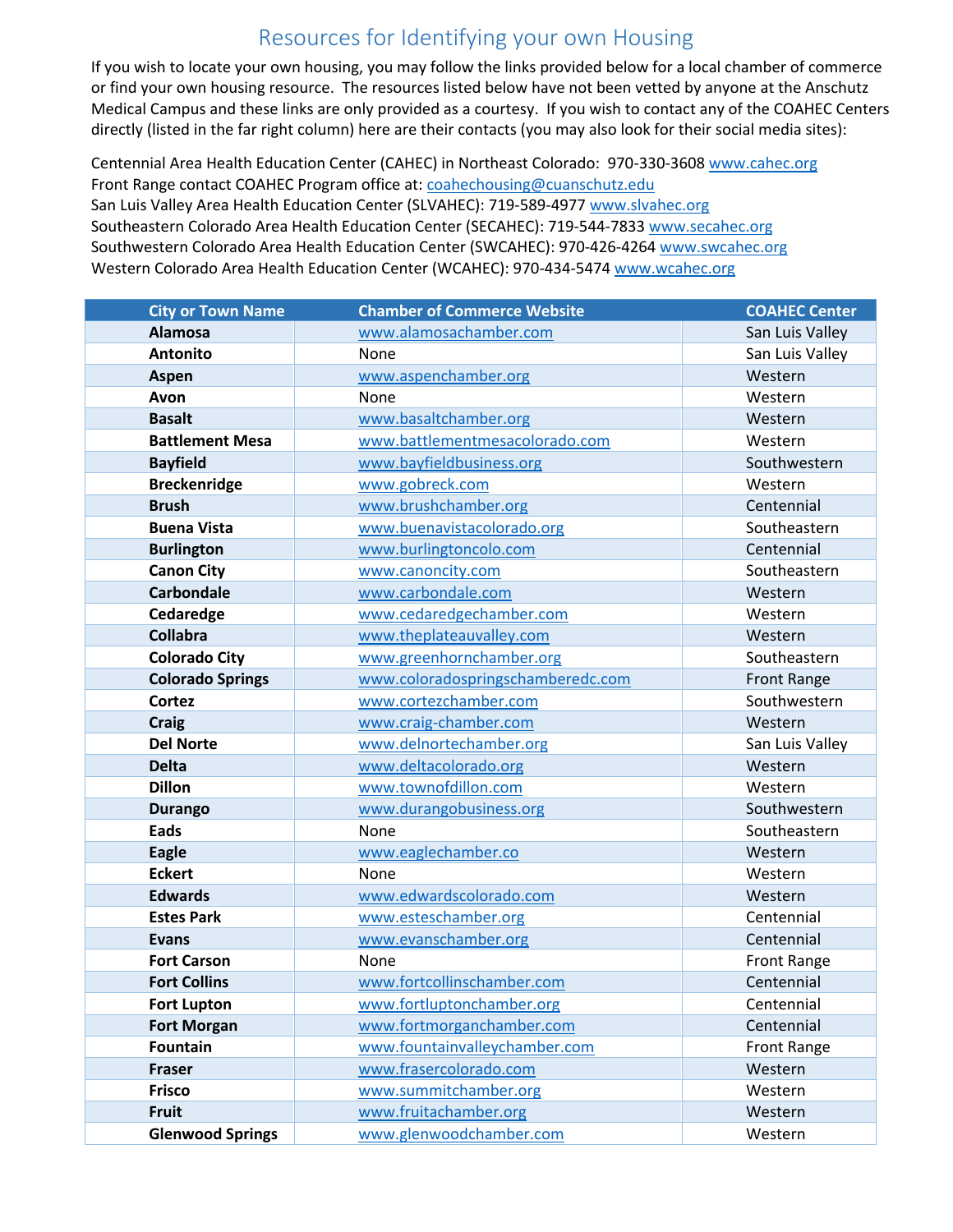# Resources for Identifying your own Housing

If you wish to locate your own housing, you may follow the links provided below for a local chamber of commerce or find your own housing resource. The resources listed below have not been vetted by anyone at the Anschutz Medical Campus and these links are only provided as a courtesy. If you wish to contact any of the COAHEC Centers directly (listed in the far right column) here are their contacts (you may also look for their social media sites):

Centennial Area Health Education Center (CAHEC) in Northeast Colorado: 970-330-3608 www.cahec.org
Front Range contact COAHEC Program office at: coahechousing@cuanschutz.edu
San Luis Valley Area Health Education Center (SLVAHEC): 719-589-4977 www.slvahec.org
Southeastern Colorado Area Health Education Center (SECAHEC): 719-544-7833 www.secahec.org
Southwestern Colorado Area Health Education Center (SWCAHEC): 970-426-4264 www.swcahec.org
Western Colorado Area Health Education Center (WCAHEC): 970-434-5474 www.wcahec.org

| City or Town Name | Chamber of Commerce Website | COAHEC Center |
|---|---|---|
| **Alamosa** | www.alamosachamber.com | San Luis Valley |
| **Antonito** | None | San Luis Valley |
| **Aspen** | www.aspenchamber.org | Western |
| **Avon** | None | Western |
| **Basalt** | www.basaltchamber.org | Western |
| **Battlement Mesa** | www.battlementmesacolorado.com | Western |
| **Bayfield** | www.bayfieldbusiness.org | Southwestern |
| **Breckenridge** | www.gobreck.com | Western |
| **Brush** | www.brushchamber.org | Centennial |
| **Buena Vista** | www.buenavistacolorado.org | Southeastern |
| **Burlington** | www.burlingtoncolo.com | Centennial |
| **Canon City** | www.canoncity.com | Southeastern |
| **Carbondale** | www.carbondale.com | Western |
| **Cedaredge** | www.cedaredgechamber.com | Western |
| **Collabra** | www.theplateauvalley.com | Western |
| **Colorado City** | www.greenhornchamber.org | Southeastern |
| **Colorado Springs** | www.coloradospringschamberedc.com | Front Range |
| **Cortez** | www.cortezchamber.com | Southwestern |
| **Craig** | www.craig-chamber.com | Western |
| **Del Norte** | www.delnortechamber.org | San Luis Valley |
| **Delta** | www.deltacolorado.org | Western |
| **Dillon** | www.townofdillon.com | Western |
| **Durango** | www.durangobusiness.org | Southwestern |
| **Eads** | None | Southeastern |
| **Eagle** | www.eaglechamber.co | Western |
| **Eckert** | None | Western |
| **Edwards** | www.edwardscolorado.com | Western |
| **Estes Park** | www.esteschamber.org | Centennial |
| **Evans** | www.evanschamber.org | Centennial |
| **Fort Carson** | None | Front Range |
| **Fort Collins** | www.fortcollinschamber.com | Centennial |
| **Fort Lupton** | www.fortluptonchamber.org | Centennial |
| **Fort Morgan** | www.fortmorganchamber.com | Centennial |
| **Fountain** | www.fountainvalleychamber.com | Front Range |
| **Fraser** | www.frasercolorado.com | Western |
| **Frisco** | www.summitchamber.org | Western |
| **Fruit** | www.fruitachamber.org | Western |
| **Glenwood Springs** | www.glenwoodchamber.com | Western |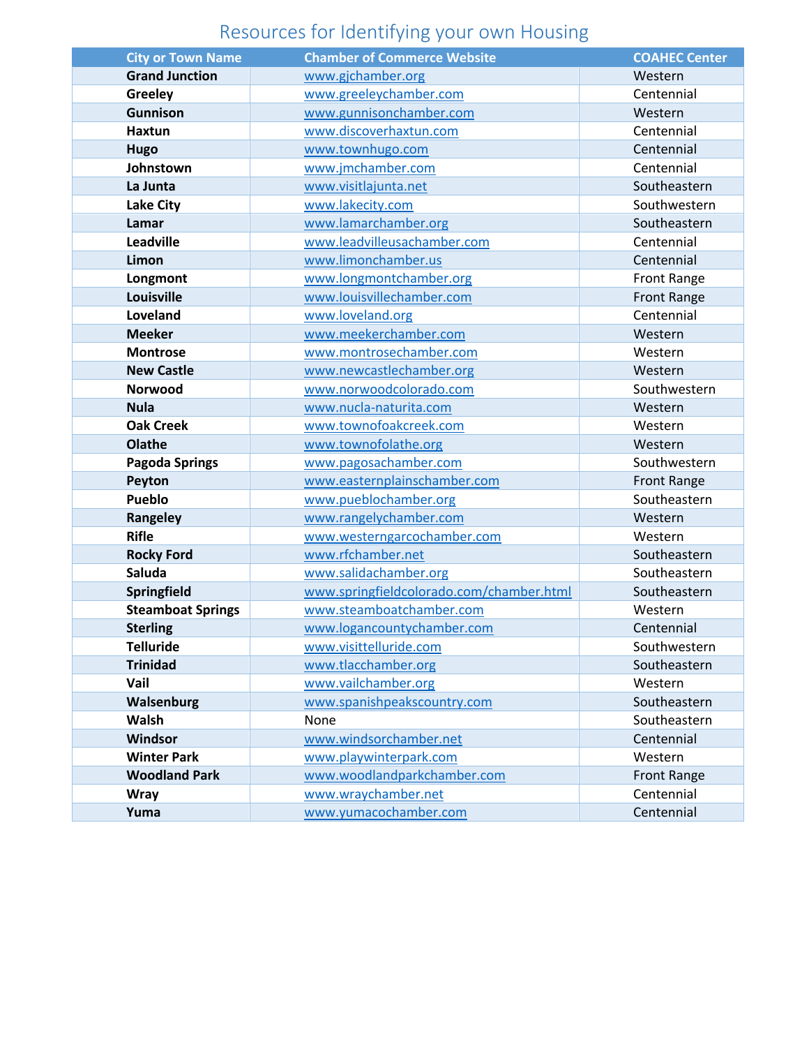# Resources for Identifying your own Housing

| City or Town Name | Chamber of Commerce Website | COAHEC Center |
|---|---|---|
| **Grand Junction** | www.gjchamber.org | Western |
| **Greeley** | www.greeleychamber.com | Centennial |
| **Gunnison** | www.gunnisonchamber.com | Western |
| **Haxtun** | www.discoverhaxtun.com | Centennial |
| **Hugo** | www.townhugo.com | Centennial |
| **Johnstown** | www.jmchamber.com | Centennial |
| **La Junta** | www.visitlajunta.net | Southeastern |
| **Lake City** | www.lakecity.com | Southwestern |
| **Lamar** | www.lamarchamber.org | Southeastern |
| **Leadville** | www.leadvilleusachamber.com | Centennial |
| **Limon** | www.limonchamber.us | Centennial |
| **Longmont** | www.longmontchamber.org | Front Range |
| **Louisville** | www.louisvillechamber.com | Front Range |
| **Loveland** | www.loveland.org | Centennial |
| **Meeker** | www.meekerchamber.com | Western |
| **Montrose** | www.montrosechamber.com | Western |
| **New Castle** | www.newcastlechamber.org | Western |
| **Norwood** | www.norwoodcolorado.com | Southwestern |
| **Nula** | www.nucla-naturita.com | Western |
| **Oak Creek** | www.townofoakcreek.com | Western |
| **Olathe** | www.townofolathe.org | Western |
| **Pagoda Springs** | www.pagosachamber.com | Southwestern |
| **Peyton** | www.easternplainschamber.com | Front Range |
| **Pueblo** | www.pueblochamber.org | Southeastern |
| **Rangeley** | www.rangelychamber.com | Western |
| **Rifle** | www.westerngarcochamber.com | Western |
| **Rocky Ford** | www.rfchamber.net | Southeastern |
| **Saluda** | www.salidachamber.org | Southeastern |
| **Springfield** | www.springfieldcolorado.com/chamber.html | Southeastern |
| **Steamboat Springs** | www.steamboatchamber.com | Western |
| **Sterling** | www.logancountychamber.com | Centennial |
| **Telluride** | www.visittelluride.com | Southwestern |
| **Trinidad** | www.tlacchamber.org | Southeastern |
| **Vail** | www.vailchamber.org | Western |
| **Walsenburg** | www.spanishpeakscountry.com | Southeastern |
| **Walsh** | None | Southeastern |
| **Windsor** | www.windsorchamber.net | Centennial |
| **Winter Park** | www.playwinterpark.com | Western |
| **Woodland Park** | www.woodlandparkchamber.com | Front Range |
| **Wray** | www.wraychamber.net | Centennial |
| **Yuma** | www.yumacochamber.com | Centennial |